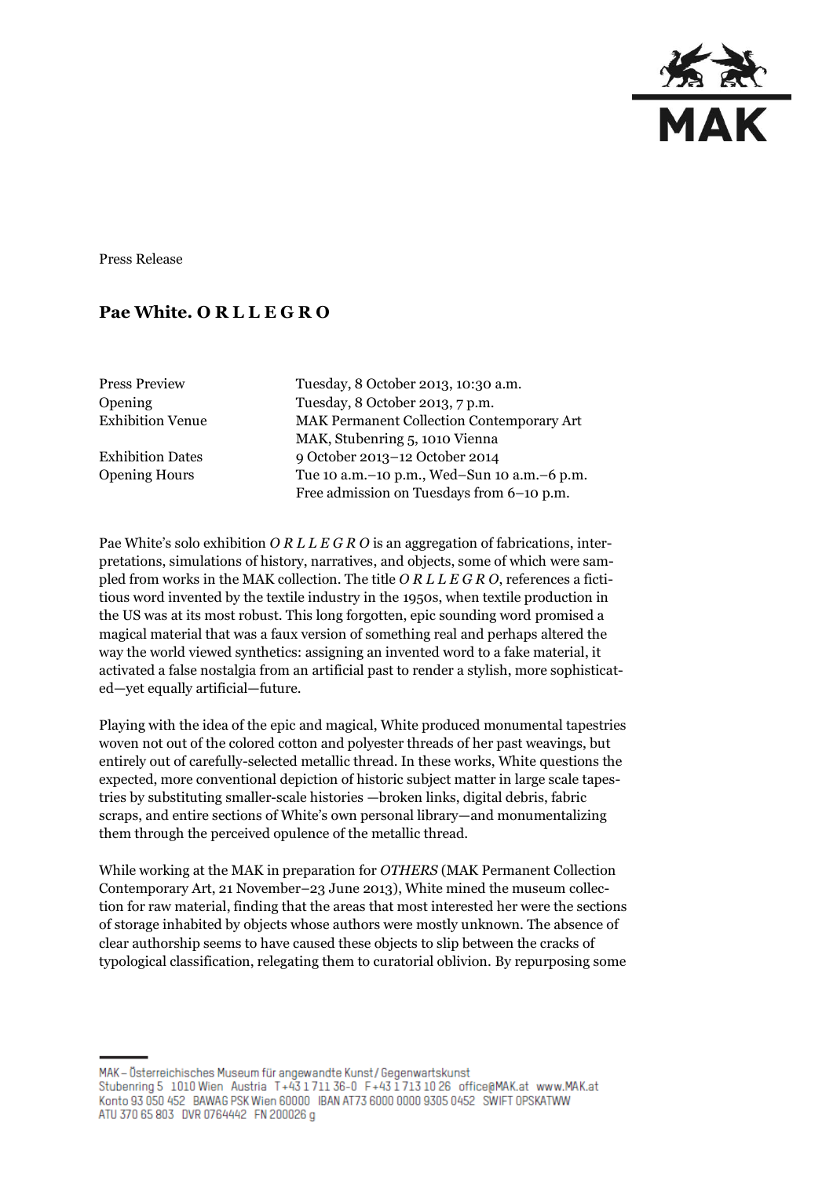Press Release

# Pae White. O R L L E G R O

| | |
|---|---|
| Press Preview | Tuesday, 8 October 2013, 10:30 a.m. |
| Opening | Tuesday, 8 October 2013, 7 p.m. |
| Exhibition Venue | MAK Permanent Collection Contemporary Art<br>MAK, Stubenring 5, 1010 Vienna |
| Exhibition Dates | 9 October 2013–12 October 2014 |
| Opening Hours | Tue 10 a.m.–10 p.m., Wed–Sun 10 a.m.–6 p.m.<br>Free admission on Tuesdays from 6–10 p.m. |

Pae White's solo exhibition *O R L L E G R O* is an aggregation of fabrications, interpretations, simulations of history, narratives, and objects, some of which were sampled from works in the MAK collection. The title *O R L L E G R O*, references a fictitious word invented by the textile industry in the 1950s, when textile production in the US was at its most robust. This long forgotten, epic sounding word promised a magical material that was a faux version of something real and perhaps altered the way the world viewed synthetics: assigning an invented word to a fake material, it activated a false nostalgia from an artificial past to render a stylish, more sophisticated—yet equally artificial—future.

Playing with the idea of the epic and magical, White produced monumental tapestries woven not out of the colored cotton and polyester threads of her past weavings, but entirely out of carefully-selected metallic thread. In these works, White questions the expected, more conventional depiction of historic subject matter in large scale tapestries by substituting smaller-scale histories —broken links, digital debris, fabric scraps, and entire sections of White's own personal library—and monumentalizing them through the perceived opulence of the metallic thread.

While working at the MAK in preparation for *OTHERS* (MAK Permanent Collection Contemporary Art, 21 November–23 June 2013), White mined the museum collection for raw material, finding that the areas that most interested her were the sections of storage inhabited by objects whose authors were mostly unknown. The absence of clear authorship seems to have caused these objects to slip between the cracks of typological classification, relegating them to curatorial oblivion. By repurposing some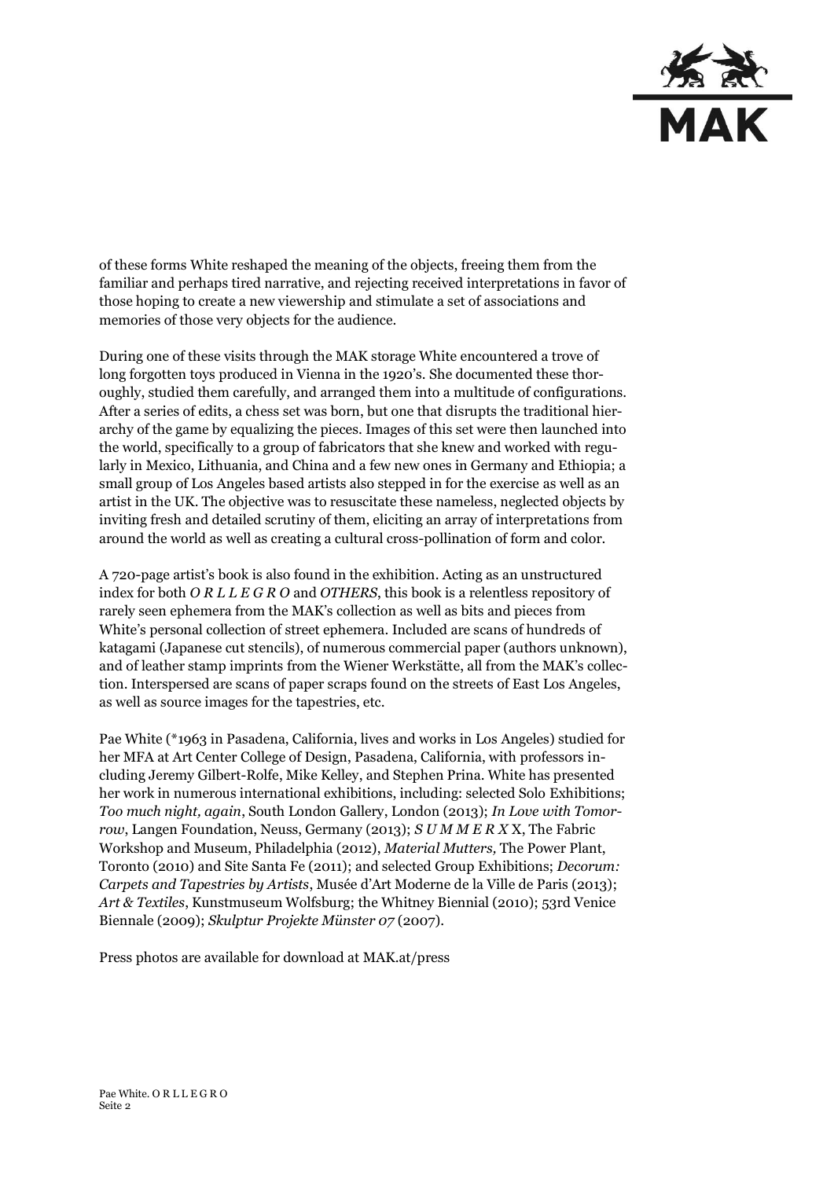of these forms White reshaped the meaning of the objects, freeing them from the familiar and perhaps tired narrative, and rejecting received interpretations in favor of those hoping to create a new viewership and stimulate a set of associations and memories of those very objects for the audience.

During one of these visits through the MAK storage White encountered a trove of long forgotten toys produced in Vienna in the 1920's. She documented these thoroughly, studied them carefully, and arranged them into a multitude of configurations. After a series of edits, a chess set was born, but one that disrupts the traditional hierarchy of the game by equalizing the pieces. Images of this set were then launched into the world, specifically to a group of fabricators that she knew and worked with regularly in Mexico, Lithuania, and China and a few new ones in Germany and Ethiopia; a small group of Los Angeles based artists also stepped in for the exercise as well as an artist in the UK. The objective was to resuscitate these nameless, neglected objects by inviting fresh and detailed scrutiny of them, eliciting an array of interpretations from around the world as well as creating a cultural cross-pollination of form and color.

A 720-page artist's book is also found in the exhibition. Acting as an unstructured index for both *O R L L E G R O* and *OTHERS*, this book is a relentless repository of rarely seen ephemera from the MAK's collection as well as bits and pieces from White's personal collection of street ephemera. Included are scans of hundreds of katagami (Japanese cut stencils), of numerous commercial paper (authors unknown), and of leather stamp imprints from the Wiener Werkstätte, all from the MAK's collection. Interspersed are scans of paper scraps found on the streets of East Los Angeles, as well as source images for the tapestries, etc.

Pae White (*1963 in Pasadena, California, lives and works in Los Angeles) studied for her MFA at Art Center College of Design, Pasadena, California, with professors including Jeremy Gilbert-Rolfe, Mike Kelley, and Stephen Prina. White has presented her work in numerous international exhibitions, including: selected Solo Exhibitions; *Too much night, again*, South London Gallery, London (2013); *In Love with Tomorrow*, Langen Foundation, Neuss, Germany (2013); *S U M M E R X* X, The Fabric Workshop and Museum, Philadelphia (2012), *Material Mutters,* The Power Plant, Toronto (2010) and Site Santa Fe (2011); and selected Group Exhibitions; *Decorum: Carpets and Tapestries by Artists*, Musée d'Art Moderne de la Ville de Paris (2013); *Art & Textiles*, Kunstmuseum Wolfsburg; the Whitney Biennial (2010); 53rd Venice Biennale (2009); *Skulptur Projekte Münster 07* (2007).

Press photos are available for download at MAK.at/press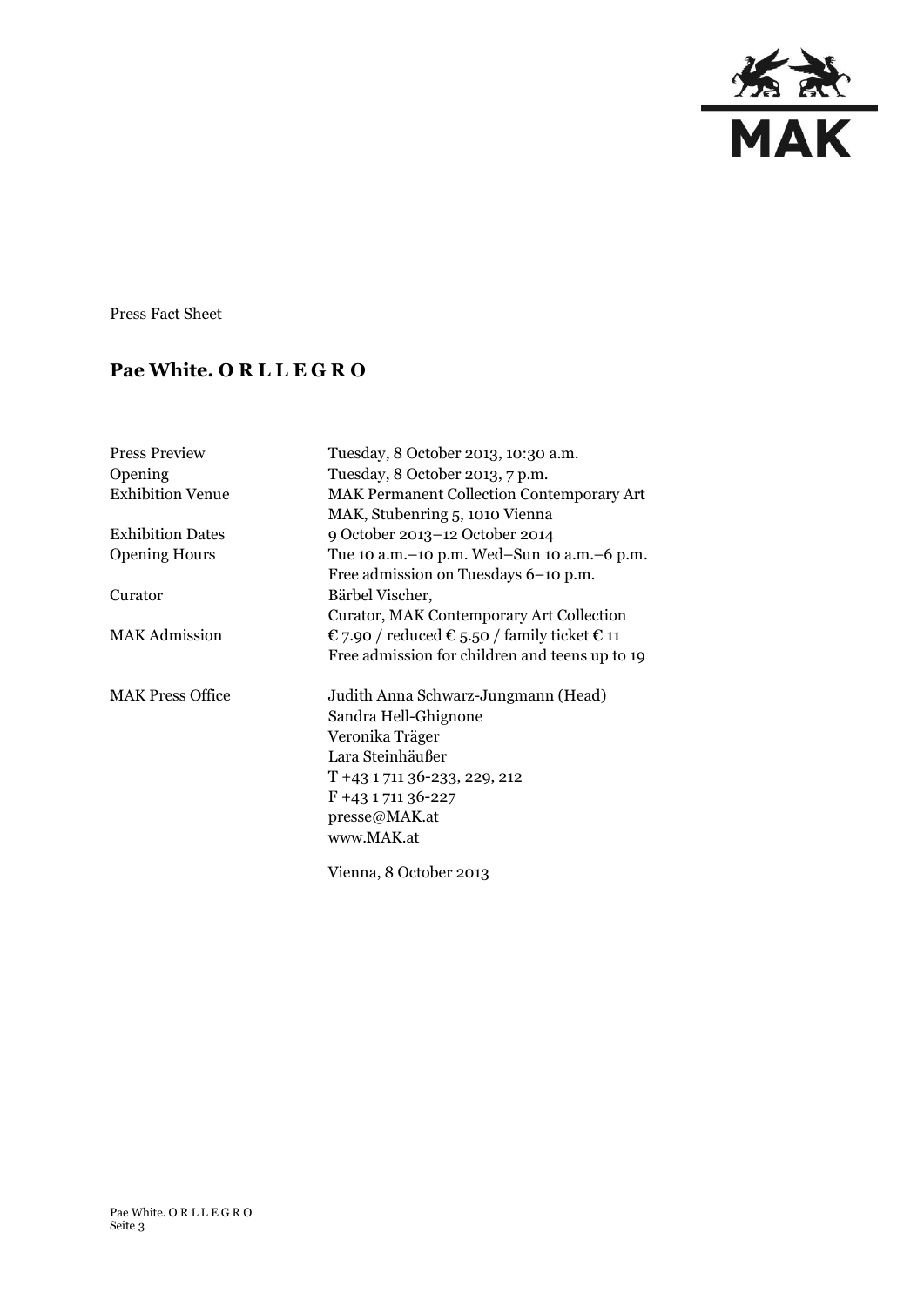Press Fact Sheet

## Pae White. O R L L E G R O

| | |
|---|---|
| Press Preview | Tuesday, 8 October 2013, 10:30 a.m. |
| Opening | Tuesday, 8 October 2013, 7 p.m. |
| Exhibition Venue | MAK Permanent Collection Contemporary Art<br>MAK, Stubenring 5, 1010 Vienna |
| Exhibition Dates | 9 October 2013–12 October 2014 |
| Opening Hours | Tue 10 a.m.–10 p.m. Wed–Sun 10 a.m.–6 p.m.<br>Free admission on Tuesdays 6–10 p.m. |
| Curator | Bärbel Vischer,<br>Curator, MAK Contemporary Art Collection |
| MAK Admission | € 7.90 / reduced € 5.50 / family ticket € 11<br>Free admission for children and teens up to 19 |
| MAK Press Office | Judith Anna Schwarz-Jungmann (Head)<br>Sandra Hell-Ghignone<br>Veronika Träger<br>Lara Steinhäußer<br>T +43 1 711 36-233, 229, 212<br>F +43 1 711 36-227<br>presse@MAK.at<br>www.MAK.at |

Vienna, 8 October 2013